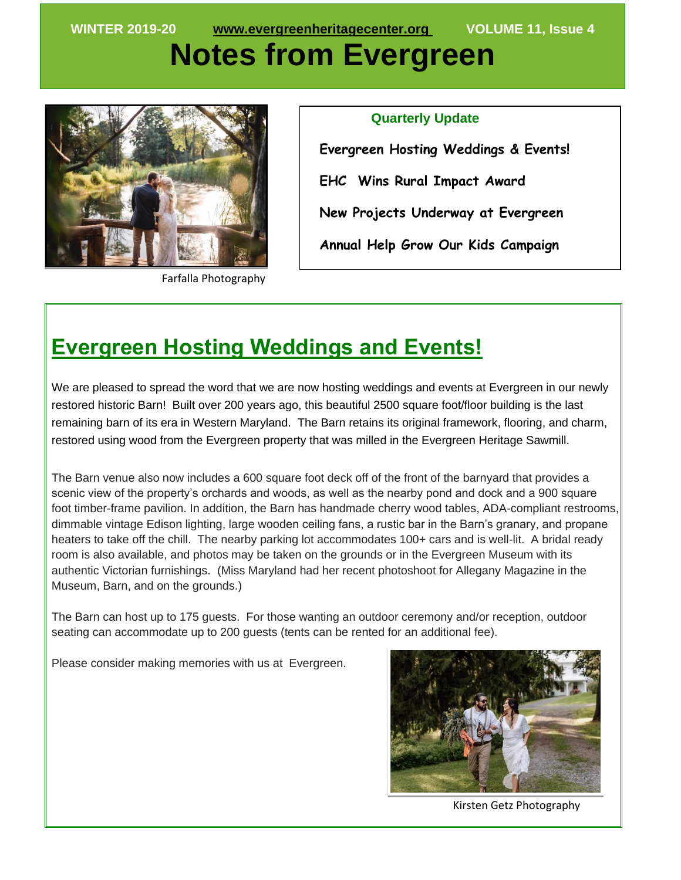WINTER 2019-20 www.evergreenheritagecenter.org VOLUME 11, Issue 4

# Notes from Evergreen

Farfalla Photography

**Quarterly Update**

**Evergreen Hosting Weddings & Events!**

**EHC Wins Rural Impact Award**

**New Projects Underway at Evergreen**

**Annual Help Grow Our Kids Campaign**

## Evergreen Hosting Weddings and Events!

We are pleased to spread the word that we are now hosting weddings and events at Evergreen in our newly restored historic Barn! Built over 200 years ago, this beautiful 2500 square foot/floor building is the last remaining barn of its era in Western Maryland. The Barn retains its original framework, flooring, and charm, restored using wood from the Evergreen property that was milled in the Evergreen Heritage Sawmill.

The Barn venue also now includes a 600 square foot deck off of the front of the barnyard that provides a scenic view of the property's orchards and woods, as well as the nearby pond and dock and a 900 square foot timber-frame pavilion. In addition, the Barn has handmade cherry wood tables, ADA-compliant restrooms, dimmable vintage Edison lighting, large wooden ceiling fans, a rustic bar in the Barn's granary, and propane heaters to take off the chill. The nearby parking lot accommodates 100+ cars and is well-lit. A bridal ready room is also available, and photos may be taken on the grounds or in the Evergreen Museum with its authentic Victorian furnishings. (Miss Maryland had her recent photoshoot for Allegany Magazine in the Museum, Barn, and on the grounds.)

The Barn can host up to 175 guests. For those wanting an outdoor ceremony and/or reception, outdoor seating can accommodate up to 200 guests (tents can be rented for an additional fee).

Please consider making memories with us at Evergreen.

Kirsten Getz Photography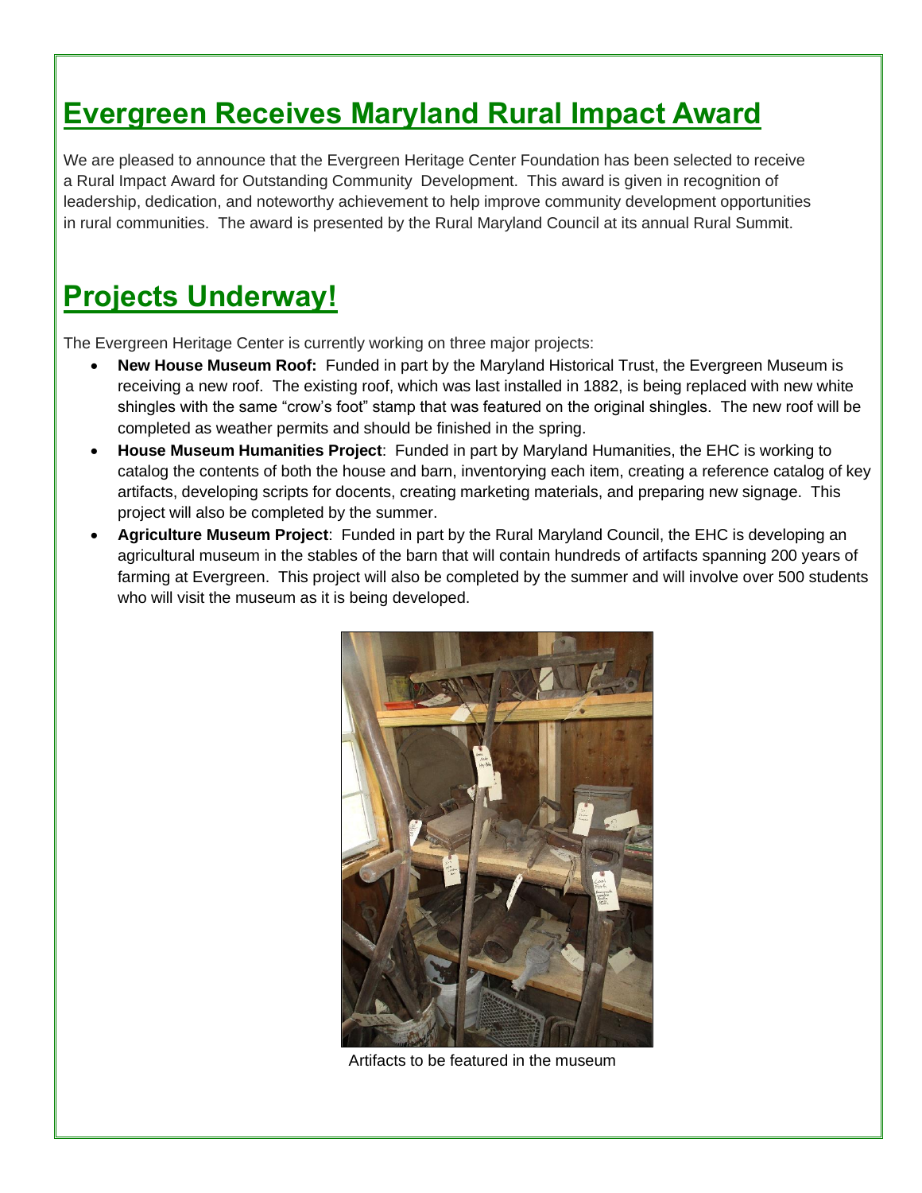## Evergreen Receives Maryland Rural Impact Award

We are pleased to announce that the Evergreen Heritage Center Foundation has been selected to receive a Rural Impact Award for Outstanding Community Development. This award is given in recognition of leadership, dedication, and noteworthy achievement to help improve community development opportunities in rural communities. The award is presented by the Rural Maryland Council at its annual Rural Summit.

## Projects Underway!

The Evergreen Heritage Center is currently working on three major projects:

- **New House Museum Roof:** Funded in part by the Maryland Historical Trust, the Evergreen Museum is receiving a new roof. The existing roof, which was last installed in 1882, is being replaced with new white shingles with the same "crow's foot" stamp that was featured on the original shingles. The new roof will be completed as weather permits and should be finished in the spring.
- **House Museum Humanities Project**: Funded in part by Maryland Humanities, the EHC is working to catalog the contents of both the house and barn, inventorying each item, creating a reference catalog of key artifacts, developing scripts for docents, creating marketing materials, and preparing new signage. This project will also be completed by the summer.
- **Agriculture Museum Project**: Funded in part by the Rural Maryland Council, the EHC is developing an agricultural museum in the stables of the barn that will contain hundreds of artifacts spanning 200 years of farming at Evergreen. This project will also be completed by the summer and will involve over 500 students who will visit the museum as it is being developed.

Artifacts to be featured in the museum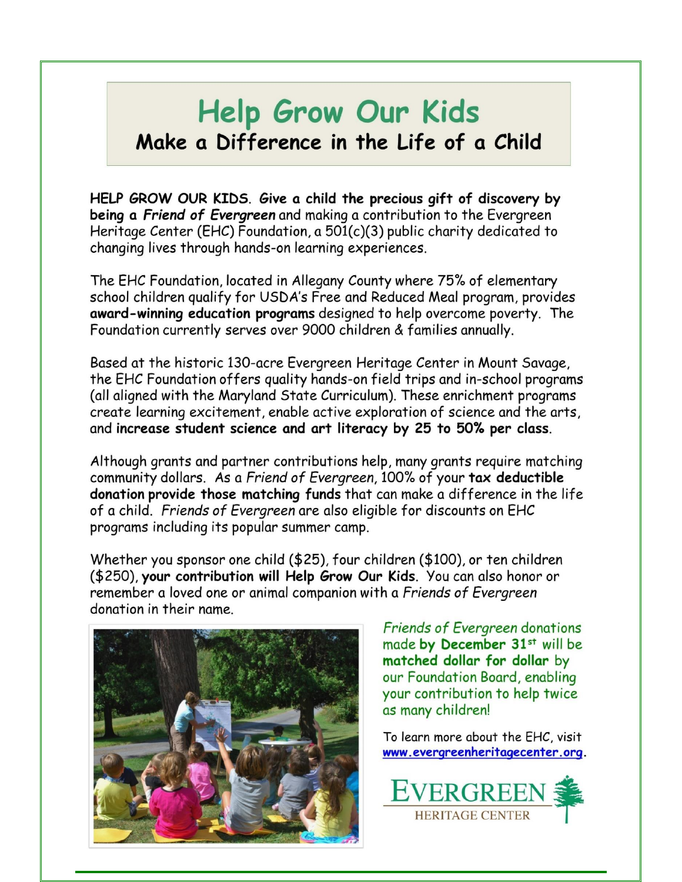# Help Grow Our Kids

## Make a Difference in the Life of a Child

**HELP GROW OUR KIDS**. **Give a child the precious gift of discovery by being a *Friend of Evergreen*** and making a contribution to the Evergreen Heritage Center (EHC) Foundation, a 501(c)(3) public charity dedicated to changing lives through hands-on learning experiences.

The EHC Foundation, located in Allegany County where 75% of elementary school children qualify for USDA's Free and Reduced Meal program, provides **award-winning education programs** designed to help overcome poverty. The Foundation currently serves over 9000 children & families annually.

Based at the historic 130-acre Evergreen Heritage Center in Mount Savage, the EHC Foundation offers quality hands-on field trips and in-school programs (all aligned with the Maryland State Curriculum). These enrichment programs create learning excitement, enable active exploration of science and the arts, and **increase student science and art literacy by 25 to 50% per class**.

Although grants and partner contributions help, many grants require matching community dollars. As a *Friend of Evergreen*, 100% of your **tax deductible donation provide those matching funds** that can make a difference in the life of a child. *Friends of Evergreen* are also eligible for discounts on EHC programs including its popular summer camp.

Whether you sponsor one child ($25), four children ($100), or ten children ($250), **your contribution will Help Grow Our Kids**. You can also honor or remember a loved one or animal companion with a *Friends of Evergreen* donation in their name.

*Friends of Evergreen* donations made **by December 31st** will be **matched dollar for dollar** by our Foundation Board, enabling your contribution to help twice as many children!

To learn more about the EHC, visit www.evergreenheritagecenter.org.

EVERGREEN HERITAGE CENTER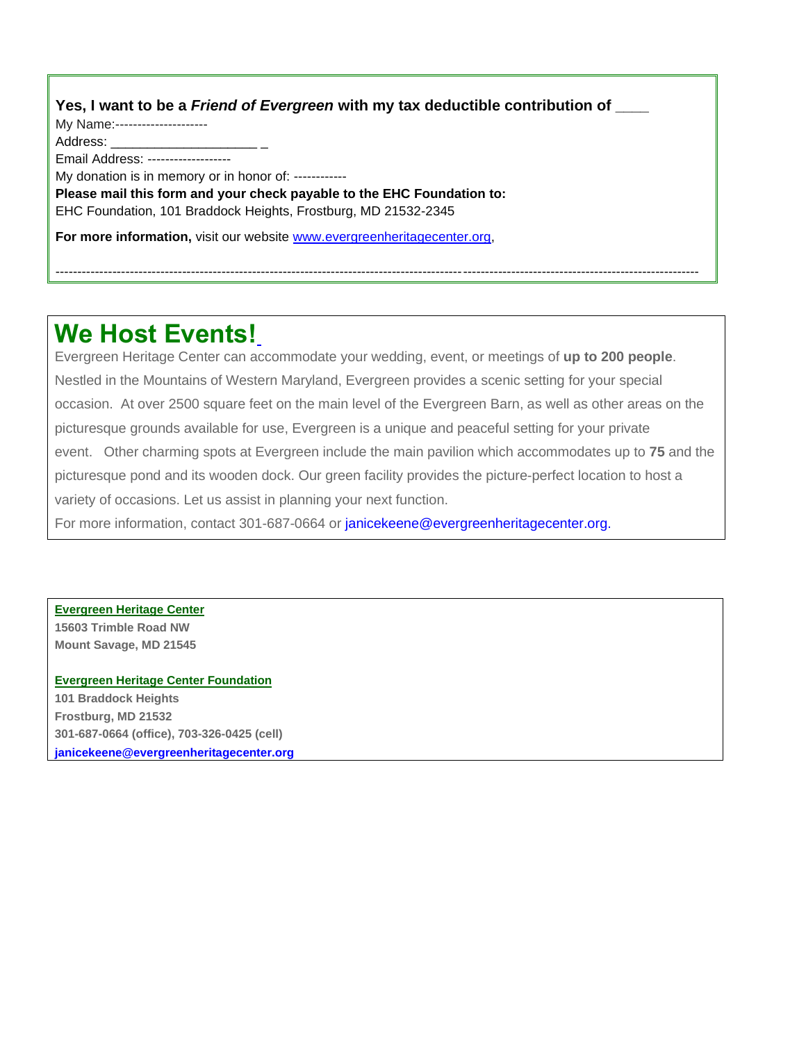**Yes, I want to be a *Friend of Evergreen* with my tax deductible contribution of ____**

My Name:---------------------

Address: ____________________ _

Email Address: -------------------

My donation is in memory or in honor of: ------------

**Please mail this form and your check payable to the EHC Foundation to:**

EHC Foundation, 101 Braddock Heights, Frostburg, MD 21532-2345

**For more information,** visit our website [www.evergreenheritagecenter.org](http://www.evergreenheritagecenter.org),

------------------------------------------------------------------------------------------------------------------------------------------------------

# We Host Events!

Evergreen Heritage Center can accommodate your wedding, event, or meetings of **up to 200 people**. Nestled in the Mountains of Western Maryland, Evergreen provides a scenic setting for your special occasion. At over 2500 square feet on the main level of the Evergreen Barn, as well as other areas on the picturesque grounds available for use, Evergreen is a unique and peaceful setting for your private event. Other charming spots at Evergreen include the main pavilion which accommodates up to **75** and the picturesque pond and its wooden dock. Our green facility provides the picture-perfect location to host a variety of occasions. Let us assist in planning your next function.

For more information, contact 301-687-0664 or janicekeene@evergreenheritagecenter.org.

**Evergreen Heritage Center**
**15603 Trimble Road NW**
**Mount Savage, MD 21545**

**Evergreen Heritage Center Foundation**
**101 Braddock Heights**
**Frostburg, MD 21532**
**301-687-0664 (office), 703-326-0425 (cell)**
**janicekeene@evergreenheritagecenter.org**